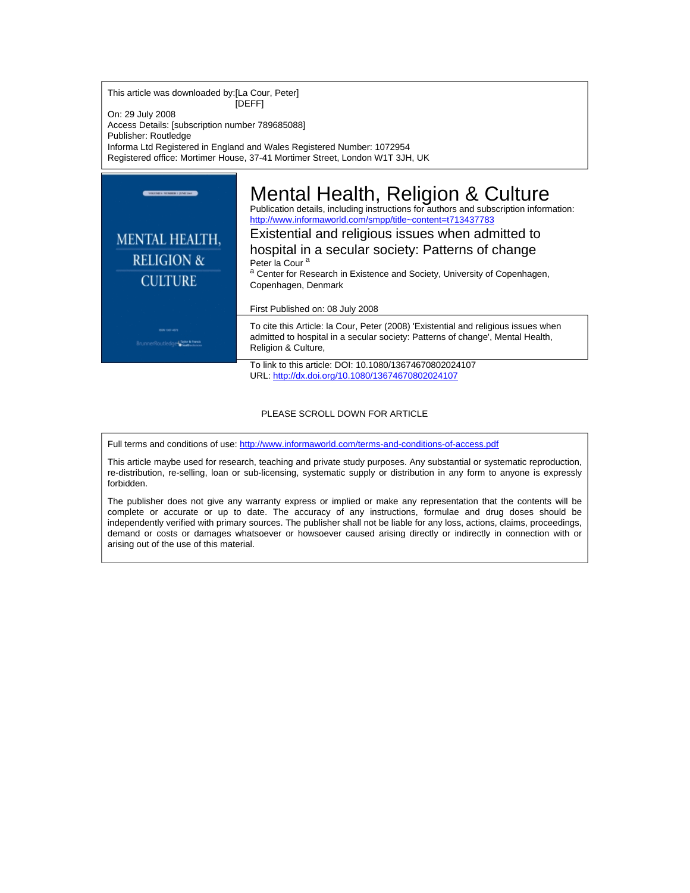This article was downloaded by:[La Cour, Peter]
[DEFF]
On: 29 July 2008
Access Details: [subscription number 789685088]
Publisher: Routledge
Informa Ltd Registered in England and Wales Registered Number: 1072954
Registered office: Mortimer House, 37-41 Mortimer Street, London W1T 3JH, UK

# Mental Health, Religion & Culture

Publication details, including instructions for authors and subscription information:
http://www.informaworld.com/smpp/title~content=t713437783

## Existential and religious issues when admitted to hospital in a secular society: Patterns of change

Peter la Cour [a]

[a] Center for Research in Existence and Society, University of Copenhagen, Copenhagen, Denmark

First Published on: 08 July 2008

To cite this Article: la Cour, Peter (2008) 'Existential and religious issues when admitted to hospital in a secular society: Patterns of change', Mental Health, Religion & Culture,

To link to this article: DOI: 10.1080/13674670802024107
URL: http://dx.doi.org/10.1080/13674670802024107

PLEASE SCROLL DOWN FOR ARTICLE

Full terms and conditions of use: http://www.informaworld.com/terms-and-conditions-of-access.pdf

This article maybe used for research, teaching and private study purposes. Any substantial or systematic reproduction, re-distribution, re-selling, loan or sub-licensing, systematic supply or distribution in any form to anyone is expressly forbidden.

The publisher does not give any warranty express or implied or make any representation that the contents will be complete or accurate or up to date. The accuracy of any instructions, formulae and drug doses should be independently verified with primary sources. The publisher shall not be liable for any loss, actions, claims, proceedings, demand or costs or damages whatsoever or howsoever caused arising directly or indirectly in connection with or arising out of the use of this material.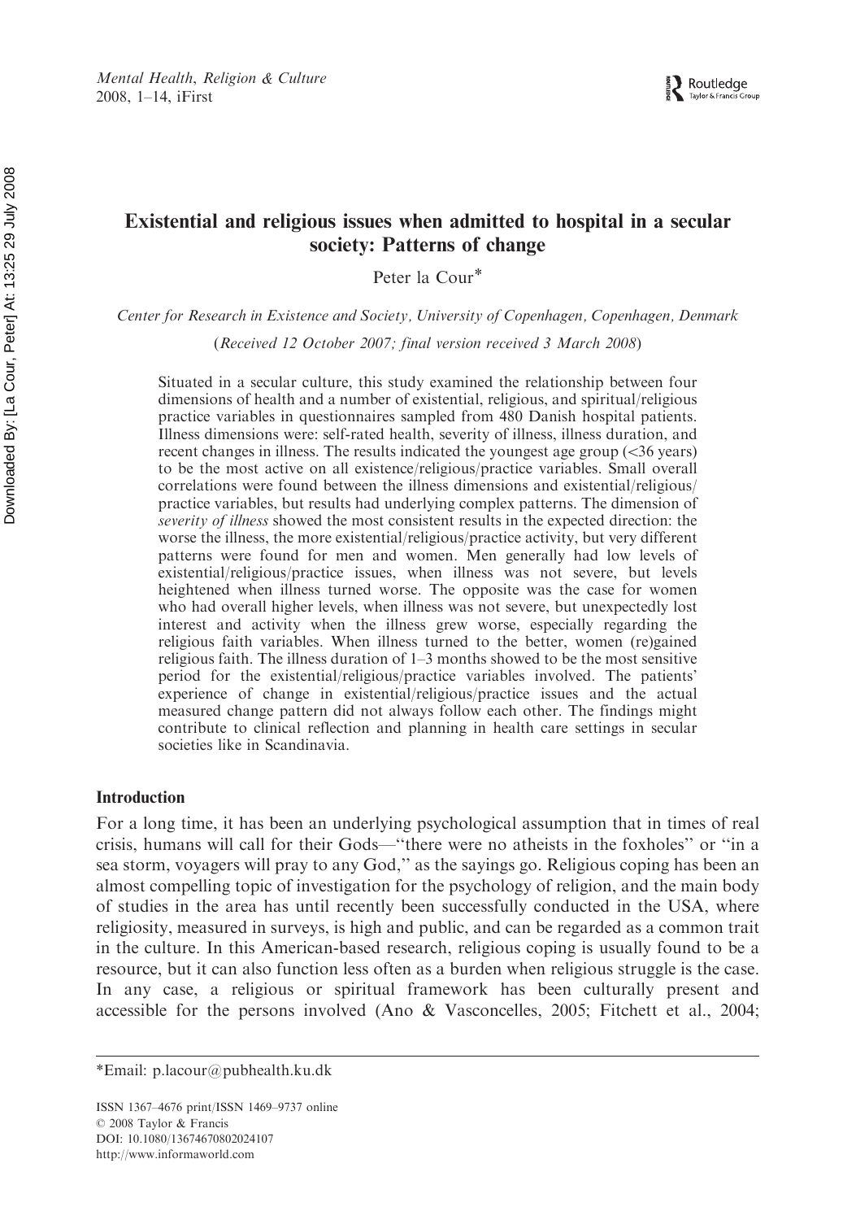# Existential and religious issues when admitted to hospital in a secular society: Patterns of change

Peter la Cour*

*Center for Research in Existence and Society, University of Copenhagen, Copenhagen, Denmark*

*(Received 12 October 2007; final version received 3 March 2008)*

Situated in a secular culture, this study examined the relationship between four dimensions of health and a number of existential, religious, and spiritual/religious practice variables in questionnaires sampled from 480 Danish hospital patients. Illness dimensions were: self-rated health, severity of illness, illness duration, and recent changes in illness. The results indicated the youngest age group (<36 years) to be the most active on all existence/religious/practice variables. Small overall correlations were found between the illness dimensions and existential/religious/practice variables, but results had underlying complex patterns. The dimension of *severity of illness* showed the most consistent results in the expected direction: the worse the illness, the more existential/religious/practice activity, but very different patterns were found for men and women. Men generally had low levels of existential/religious/practice issues, when illness was not severe, but levels heightened when illness turned worse. The opposite was the case for women who had overall higher levels, when illness was not severe, but unexpectedly lost interest and activity when the illness grew worse, especially regarding the religious faith variables. When illness turned to the better, women (re)gained religious faith. The illness duration of 1–3 months showed to be the most sensitive period for the existential/religious/practice variables involved. The patients' experience of change in existential/religious/practice issues and the actual measured change pattern did not always follow each other. The findings might contribute to clinical reflection and planning in health care settings in secular societies like in Scandinavia.

## Introduction

For a long time, it has been an underlying psychological assumption that in times of real crisis, humans will call for their Gods—"there were no atheists in the foxholes" or "in a sea storm, voyagers will pray to any God," as the sayings go. Religious coping has been an almost compelling topic of investigation for the psychology of religion, and the main body of studies in the area has until recently been successfully conducted in the USA, where religiosity, measured in surveys, is high and public, and can be regarded as a common trait in the culture. In this American-based research, religious coping is usually found to be a resource, but it can also function less often as a burden when religious struggle is the case. In any case, a religious or spiritual framework has been culturally present and accessible for the persons involved (Ano & Vasconcelles, 2005; Fitchett et al., 2004;

---

*Email: p.lacour@pubhealth.ku.dk

ISSN 1367–4676 print/ISSN 1469–9737 online
© 2008 Taylor & Francis
DOI: 10.1080/13674670802024107
http://www.informaworld.com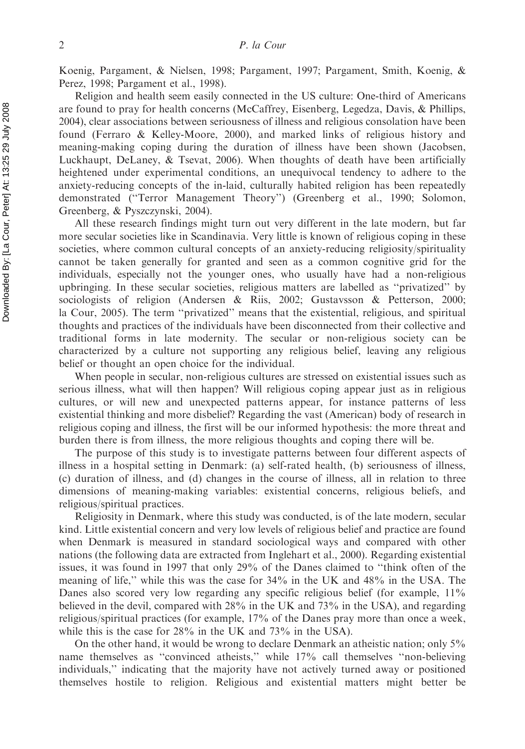Koenig, Pargament, & Nielsen, 1998; Pargament, 1997; Pargament, Smith, Koenig, & Perez, 1998; Pargament et al., 1998).

Religion and health seem easily connected in the US culture: One-third of Americans are found to pray for health concerns (McCaffrey, Eisenberg, Legedza, Davis, & Phillips, 2004), clear associations between seriousness of illness and religious consolation have been found (Ferraro & Kelley-Moore, 2000), and marked links of religious history and meaning-making coping during the duration of illness have been shown (Jacobsen, Luckhaupt, DeLaney, & Tsevat, 2006). When thoughts of death have been artificially heightened under experimental conditions, an unequivocal tendency to adhere to the anxiety-reducing concepts of the in-laid, culturally habited religion has been repeatedly demonstrated ("Terror Management Theory") (Greenberg et al., 1990; Solomon, Greenberg, & Pyszczynski, 2004).

All these research findings might turn out very different in the late modern, but far more secular societies like in Scandinavia. Very little is known of religious coping in these societies, where common cultural concepts of an anxiety-reducing religiosity/spirituality cannot be taken generally for granted and seen as a common cognitive grid for the individuals, especially not the younger ones, who usually have had a non-religious upbringing. In these secular societies, religious matters are labelled as "privatized" by sociologists of religion (Andersen & Riis, 2002; Gustavsson & Petterson, 2000; la Cour, 2005). The term "privatized" means that the existential, religious, and spiritual thoughts and practices of the individuals have been disconnected from their collective and traditional forms in late modernity. The secular or non-religious society can be characterized by a culture not supporting any religious belief, leaving any religious belief or thought an open choice for the individual.

When people in secular, non-religious cultures are stressed on existential issues such as serious illness, what will then happen? Will religious coping appear just as in religious cultures, or will new and unexpected patterns appear, for instance patterns of less existential thinking and more disbelief? Regarding the vast (American) body of research in religious coping and illness, the first will be our informed hypothesis: the more threat and burden there is from illness, the more religious thoughts and coping there will be.

The purpose of this study is to investigate patterns between four different aspects of illness in a hospital setting in Denmark: (a) self-rated health, (b) seriousness of illness, (c) duration of illness, and (d) changes in the course of illness, all in relation to three dimensions of meaning-making variables: existential concerns, religious beliefs, and religious/spiritual practices.

Religiosity in Denmark, where this study was conducted, is of the late modern, secular kind. Little existential concern and very low levels of religious belief and practice are found when Denmark is measured in standard sociological ways and compared with other nations (the following data are extracted from Inglehart et al., 2000). Regarding existential issues, it was found in 1997 that only 29% of the Danes claimed to "think often of the meaning of life," while this was the case for 34% in the UK and 48% in the USA. The Danes also scored very low regarding any specific religious belief (for example, 11% believed in the devil, compared with 28% in the UK and 73% in the USA), and regarding religious/spiritual practices (for example, 17% of the Danes pray more than once a week, while this is the case for 28% in the UK and 73% in the USA).

On the other hand, it would be wrong to declare Denmark an atheistic nation; only 5% name themselves as "convinced atheists," while 17% call themselves "non-believing individuals," indicating that the majority have not actively turned away or positioned themselves hostile to religion. Religious and existential matters might better be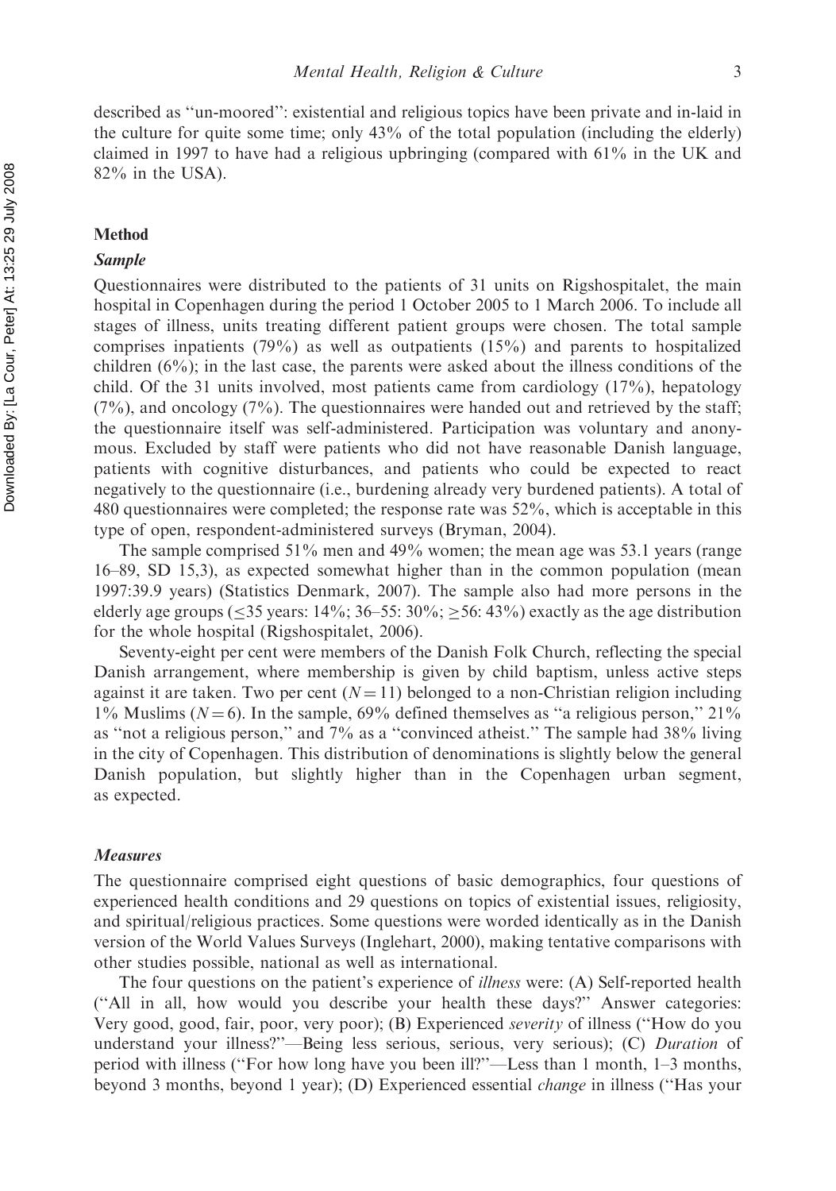described as "un-moored": existential and religious topics have been private and in-laid in the culture for quite some time; only 43% of the total population (including the elderly) claimed in 1997 to have had a religious upbringing (compared with 61% in the UK and 82% in the USA).

## Method

### *Sample*

Questionnaires were distributed to the patients of 31 units on Rigshospitalet, the main hospital in Copenhagen during the period 1 October 2005 to 1 March 2006. To include all stages of illness, units treating different patient groups were chosen. The total sample comprises inpatients (79%) as well as outpatients (15%) and parents to hospitalized children (6%); in the last case, the parents were asked about the illness conditions of the child. Of the 31 units involved, most patients came from cardiology (17%), hepatology (7%), and oncology (7%). The questionnaires were handed out and retrieved by the staff; the questionnaire itself was self-administered. Participation was voluntary and anonymous. Excluded by staff were patients who did not have reasonable Danish language, patients with cognitive disturbances, and patients who could be expected to react negatively to the questionnaire (i.e., burdening already very burdened patients). A total of 480 questionnaires were completed; the response rate was 52%, which is acceptable in this type of open, respondent-administered surveys (Bryman, 2004).

The sample comprised 51% men and 49% women; the mean age was 53.1 years (range 16–89, SD 15,3), as expected somewhat higher than in the common population (mean 1997:39.9 years) (Statistics Denmark, 2007). The sample also had more persons in the elderly age groups (≤35 years: 14%; 36–55: 30%; ≥56: 43%) exactly as the age distribution for the whole hospital (Rigshospitalet, 2006).

Seventy-eight per cent were members of the Danish Folk Church, reflecting the special Danish arrangement, where membership is given by child baptism, unless active steps against it are taken. Two per cent ($N = 11$) belonged to a non-Christian religion including 1% Muslims ($N = 6$). In the sample, 69% defined themselves as "a religious person," 21% as "not a religious person," and 7% as a "convinced atheist." The sample had 38% living in the city of Copenhagen. This distribution of denominations is slightly below the general Danish population, but slightly higher than in the Copenhagen urban segment, as expected.

### *Measures*

The questionnaire comprised eight questions of basic demographics, four questions of experienced health conditions and 29 questions on topics of existential issues, religiosity, and spiritual/religious practices. Some questions were worded identically as in the Danish version of the World Values Surveys (Inglehart, 2000), making tentative comparisons with other studies possible, national as well as international.

The four questions on the patient's experience of *illness* were: (A) Self-reported health ("All in all, how would you describe your health these days?" Answer categories: Very good, good, fair, poor, very poor); (B) Experienced *severity* of illness ("How do you understand your illness?"—Being less serious, serious, very serious); (C) *Duration* of period with illness ("For how long have you been ill?"—Less than 1 month, 1–3 months, beyond 3 months, beyond 1 year); (D) Experienced essential *change* in illness ("Has your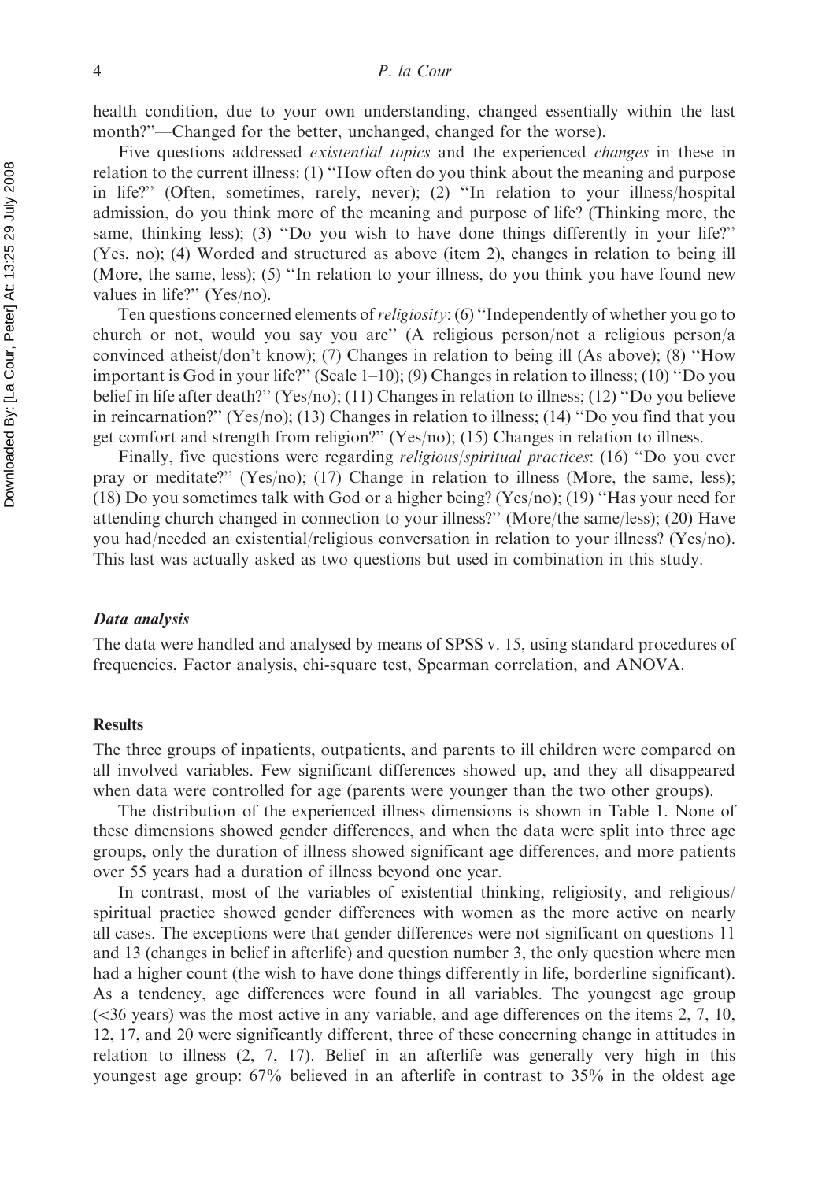health condition, due to your own understanding, changed essentially within the last month?''—Changed for the better, unchanged, changed for the worse).

Five questions addressed *existential topics* and the experienced *changes* in these in relation to the current illness: (1) ''How often do you think about the meaning and purpose in life?'' (Often, sometimes, rarely, never); (2) ''In relation to your illness/hospital admission, do you think more of the meaning and purpose of life? (Thinking more, the same, thinking less); (3) ''Do you wish to have done things differently in your life?'' (Yes, no); (4) Worded and structured as above (item 2), changes in relation to being ill (More, the same, less); (5) ''In relation to your illness, do you think you have found new values in life?'' (Yes/no).

Ten questions concerned elements of *religiosity*: (6) ''Independently of whether you go to church or not, would you say you are'' (A religious person/not a religious person/a convinced atheist/don't know); (7) Changes in relation to being ill (As above); (8) ''How important is God in your life?'' (Scale 1–10); (9) Changes in relation to illness; (10) ''Do you belief in life after death?'' (Yes/no); (11) Changes in relation to illness; (12) ''Do you believe in reincarnation?'' (Yes/no); (13) Changes in relation to illness; (14) ''Do you find that you get comfort and strength from religion?'' (Yes/no); (15) Changes in relation to illness.

Finally, five questions were regarding *religious/spiritual practices*: (16) ''Do you ever pray or meditate?'' (Yes/no); (17) Change in relation to illness (More, the same, less); (18) Do you sometimes talk with God or a higher being? (Yes/no); (19) ''Has your need for attending church changed in connection to your illness?'' (More/the same/less); (20) Have you had/needed an existential/religious conversation in relation to your illness? (Yes/no). This last was actually asked as two questions but used in combination in this study.

### *Data analysis*

The data were handled and analysed by means of SPSS v. 15, using standard procedures of frequencies, Factor analysis, chi-square test, Spearman correlation, and ANOVA.

## Results

The three groups of inpatients, outpatients, and parents to ill children were compared on all involved variables. Few significant differences showed up, and they all disappeared when data were controlled for age (parents were younger than the two other groups).

The distribution of the experienced illness dimensions is shown in Table 1. None of these dimensions showed gender differences, and when the data were split into three age groups, only the duration of illness showed significant age differences, and more patients over 55 years had a duration of illness beyond one year.

In contrast, most of the variables of existential thinking, religiosity, and religious/spiritual practice showed gender differences with women as the more active on nearly all cases. The exceptions were that gender differences were not significant on questions 11 and 13 (changes in belief in afterlife) and question number 3, the only question where men had a higher count (the wish to have done things differently in life, borderline significant). As a tendency, age differences were found in all variables. The youngest age group (<36 years) was the most active in any variable, and age differences on the items 2, 7, 10, 12, 17, and 20 were significantly different, three of these concerning change in attitudes in relation to illness (2, 7, 17). Belief in an afterlife was generally very high in this youngest age group: 67% believed in an afterlife in contrast to 35% in the oldest age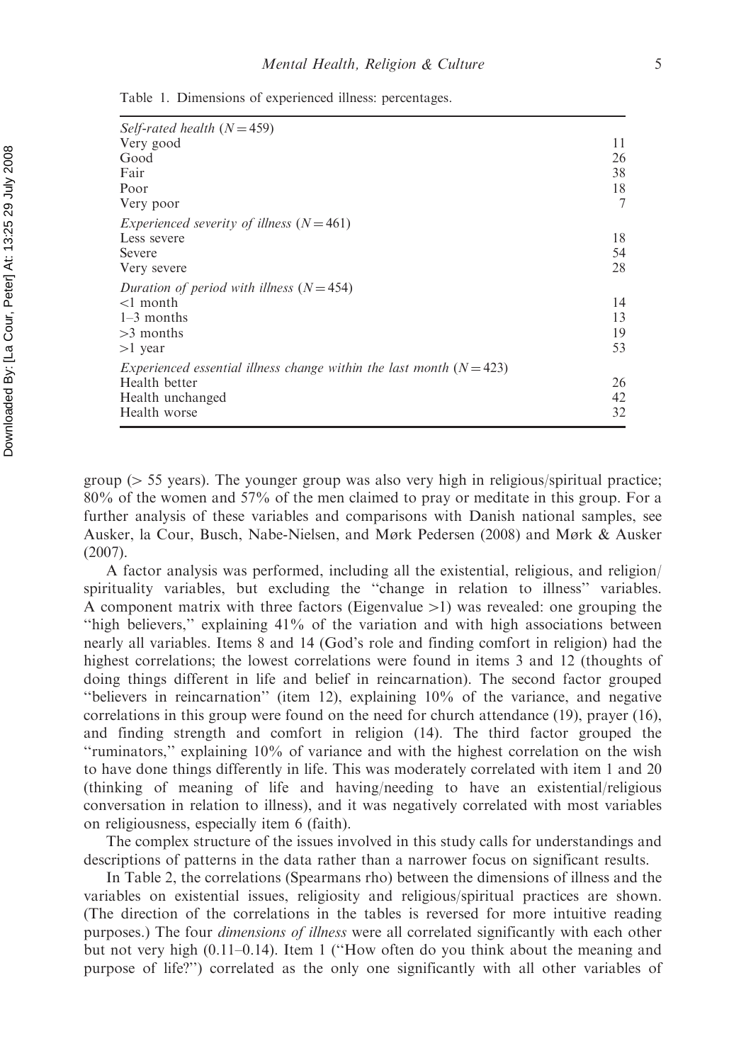Table 1. Dimensions of experienced illness: percentages.

| | |
|---|---|
| *Self-rated health* ($N = 459$) | |
| Very good | 11 |
| Good | 26 |
| Fair | 38 |
| Poor | 18 |
| Very poor | 7 |
| *Experienced severity of illness* ($N = 461$) | |
| Less severe | 18 |
| Severe | 54 |
| Very severe | 28 |
| *Duration of period with illness* ($N = 454$) | |
| <1 month | 14 |
| 1–3 months | 13 |
| >3 months | 19 |
| >1 year | 53 |
| *Experienced essential illness change within the last month* ($N = 423$) | |
| Health better | 26 |
| Health unchanged | 42 |
| Health worse | 32 |

group (> 55 years). The younger group was also very high in religious/spiritual practice; 80% of the women and 57% of the men claimed to pray or meditate in this group. For a further analysis of these variables and comparisons with Danish national samples, see Ausker, la Cour, Busch, Nabe-Nielsen, and Mørk Pedersen (2008) and Mørk & Ausker (2007).

A factor analysis was performed, including all the existential, religious, and religion/spirituality variables, but excluding the "change in relation to illness" variables. A component matrix with three factors (Eigenvalue >1) was revealed: one grouping the "high believers," explaining 41% of the variation and with high associations between nearly all variables. Items 8 and 14 (God's role and finding comfort in religion) had the highest correlations; the lowest correlations were found in items 3 and 12 (thoughts of doing things different in life and belief in reincarnation). The second factor grouped "believers in reincarnation" (item 12), explaining 10% of the variance, and negative correlations in this group were found on the need for church attendance (19), prayer (16), and finding strength and comfort in religion (14). The third factor grouped the "ruminators," explaining 10% of variance and with the highest correlation on the wish to have done things differently in life. This was moderately correlated with item 1 and 20 (thinking of meaning of life and having/needing to have an existential/religious conversation in relation to illness), and it was negatively correlated with most variables on religiousness, especially item 6 (faith).

The complex structure of the issues involved in this study calls for understandings and descriptions of patterns in the data rather than a narrower focus on significant results.

In Table 2, the correlations (Spearmans rho) between the dimensions of illness and the variables on existential issues, religiosity and religious/spiritual practices are shown. (The direction of the correlations in the tables is reversed for more intuitive reading purposes.) The four *dimensions of illness* were all correlated significantly with each other but not very high (0.11–0.14). Item 1 ("How often do you think about the meaning and purpose of life?") correlated as the only one significantly with all other variables of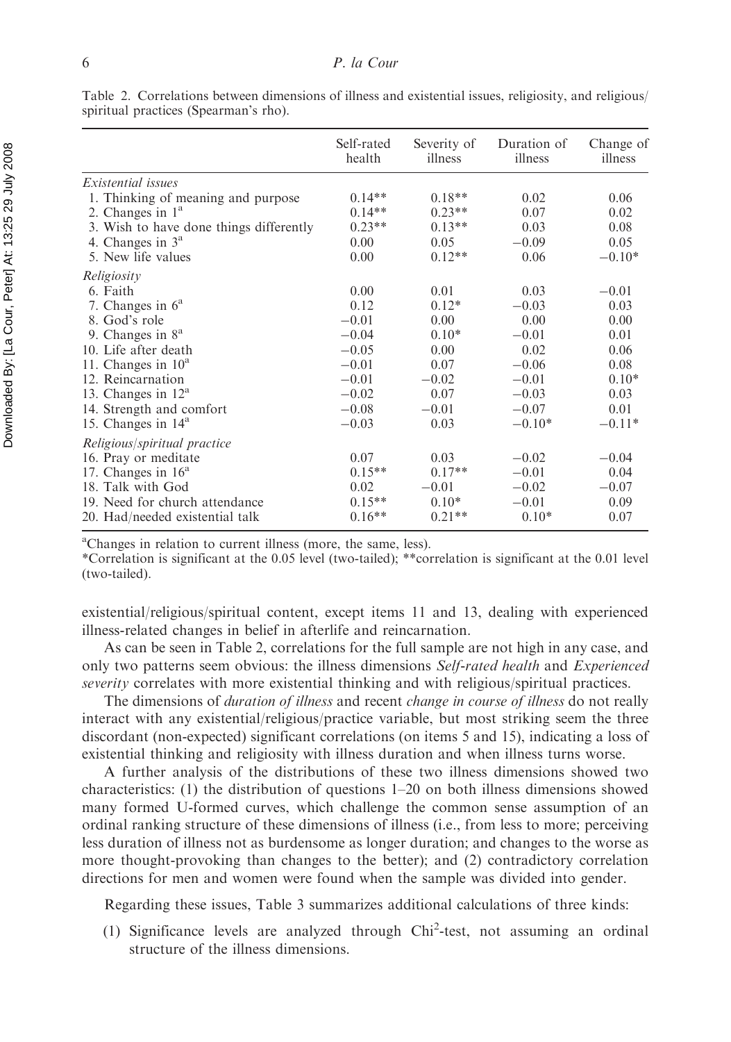Table 2. Correlations between dimensions of illness and existential issues, religiosity, and religious/spiritual practices (Spearman's rho).

| | Self-rated health | Severity of illness | Duration of illness | Change of illness |
|---|---|---|---|---|
| *Existential issues* | | | | |
| 1. Thinking of meaning and purpose | 0.14** | 0.18** | 0.02 | 0.06 |
| 2. Changes in 1[a] | 0.14** | 0.23** | 0.07 | 0.02 |
| 3. Wish to have done things differently | 0.23** | 0.13** | 0.03 | 0.08 |
| 4. Changes in 3[a] | 0.00 | 0.05 | −0.09 | 0.05 |
| 5. New life values | 0.00 | 0.12** | 0.06 | −0.10* |
| *Religiosity* | | | | |
| 6. Faith | 0.00 | 0.01 | 0.03 | −0.01 |
| 7. Changes in 6[a] | 0.12 | 0.12* | −0.03 | 0.03 |
| 8. God's role | −0.01 | 0.00 | 0.00 | 0.00 |
| 9. Changes in 8[a] | −0.04 | 0.10* | −0.01 | 0.01 |
| 10. Life after death | −0.05 | 0.00 | 0.02 | 0.06 |
| 11. Changes in 10[a] | −0.01 | 0.07 | −0.06 | 0.08 |
| 12. Reincarnation | −0.01 | −0.02 | −0.01 | 0.10* |
| 13. Changes in 12[a] | −0.02 | 0.07 | −0.03 | 0.03 |
| 14. Strength and comfort | −0.08 | −0.01 | −0.07 | 0.01 |
| 15. Changes in 14[a] | −0.03 | 0.03 | −0.10* | −0.11* |
| *Religious/spiritual practice* | | | | |
| 16. Pray or meditate | 0.07 | 0.03 | −0.02 | −0.04 |
| 17. Changes in 16[a] | 0.15** | 0.17** | −0.01 | 0.04 |
| 18. Talk with God | 0.02 | −0.01 | −0.02 | −0.07 |
| 19. Need for church attendance | 0.15** | 0.10* | −0.01 | 0.09 |
| 20. Had/needed existential talk | 0.16** | 0.21** | 0.10* | 0.07 |

[a]Changes in relation to current illness (more, the same, less).
*Correlation is significant at the 0.05 level (two-tailed); **correlation is significant at the 0.01 level (two-tailed).

existential/religious/spiritual content, except items 11 and 13, dealing with experienced illness-related changes in belief in afterlife and reincarnation.

As can be seen in Table 2, correlations for the full sample are not high in any case, and only two patterns seem obvious: the illness dimensions *Self-rated health* and *Experienced severity* correlates with more existential thinking and with religious/spiritual practices.

The dimensions of *duration of illness* and recent *change in course of illness* do not really interact with any existential/religious/practice variable, but most striking seem the three discordant (non-expected) significant correlations (on items 5 and 15), indicating a loss of existential thinking and religiosity with illness duration and when illness turns worse.

A further analysis of the distributions of these two illness dimensions showed two characteristics: (1) the distribution of questions 1–20 on both illness dimensions showed many formed U-formed curves, which challenge the common sense assumption of an ordinal ranking structure of these dimensions of illness (i.e., from less to more; perceiving less duration of illness not as burdensome as longer duration; and changes to the worse as more thought-provoking than changes to the better); and (2) contradictory correlation directions for men and women were found when the sample was divided into gender.

Regarding these issues, Table 3 summarizes additional calculations of three kinds:

(1) Significance levels are analyzed through $Chi^2$-test, not assuming an ordinal structure of the illness dimensions.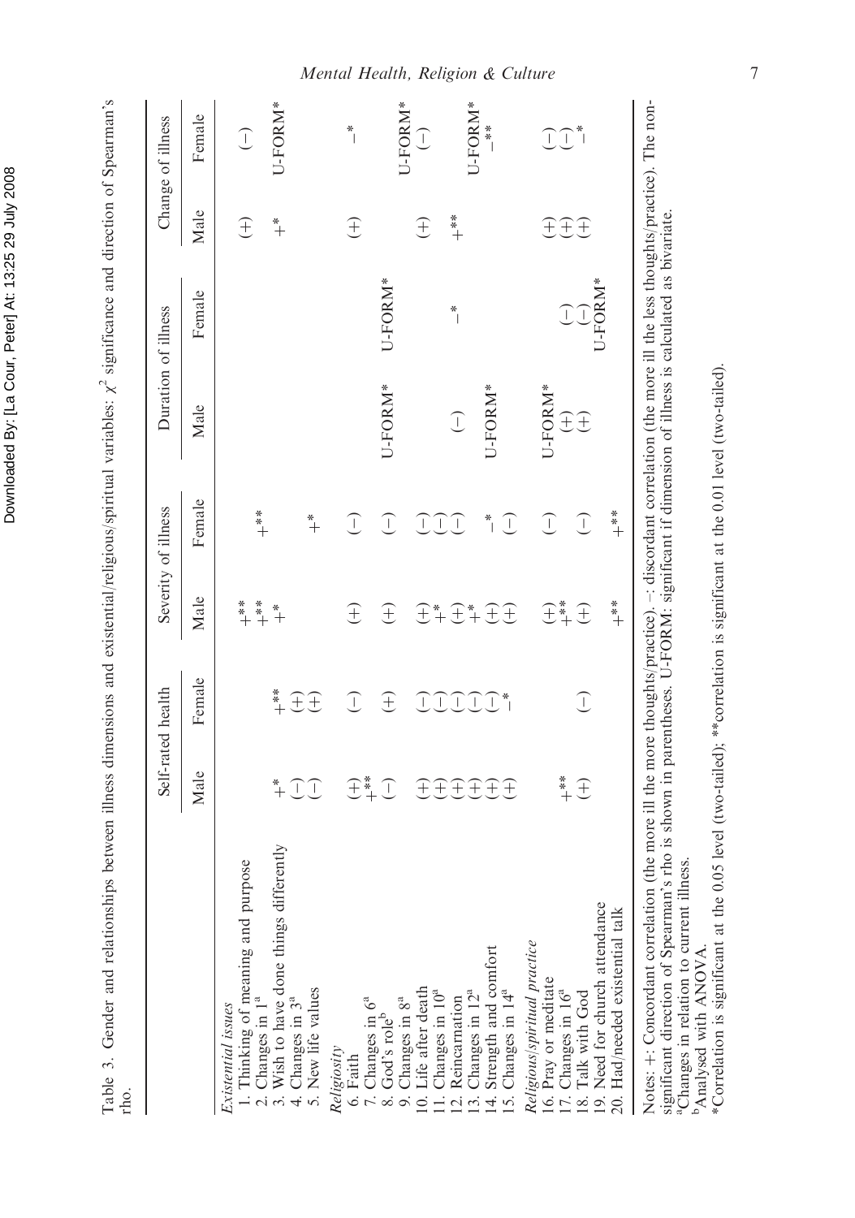Table 3. Gender and relationships between illness dimensions and existential/religious/spiritual variables: $\chi^2$ significance and direction of Spearman's rho.

| | Self-rated health | | Severity of illness | | Duration of illness | | Change of illness | |
|---|---|---|---|---|---|---|---|---|
| | Male | Female | Male | Female | Male | Female | Male | Female |
| *Existential issues* | | | | | | | | |
| 1. Thinking of meaning and purpose | | | +** | | | | (+) | (−) |
| 2. Changes in 1[a] | | | +** | +** | | | | |
| 3. Wish to have done things differently | +* | +** | +* | | | | +* | U-FORM* |
| 4. Changes in 3[a] | (−) | (+) | | | | | | |
| 5. New life values | (−) | (+) | | +* | | | | |
| *Religiosity* | | | | | | | | |
| 6. Faith | (+) | (−) | (+) | (−) | | | (+) | −* |
| 7. Changes in 6[a] | +** | | | | | | | |
| 8. God's role[b] | (−) | (+) | (+) | (−) | U-FORM* | U-FORM* | | |
| 9. Changes in 8[a] | | | | | | | | U-FORM* |
| 10. Life after death | (+) | (−) | (+) | (−) | | | (+) | (−) |
| 11. Changes in 10[a] | (+) | (−) | +* | (−) | | | +** | |
| 12. Reincarnation | (+) | (−) | (+) | (−) | (−) | −* | | |
| 13. Changes in 12[a] | (+) | (−) | +* | | | | | U-FORM* |
| 14. Strength and comfort | (+) | (−) | (+) | −* | U-FORM* | | | −** |
| 15. Changes in 14[a] | (+) | −* | (+) | (−) | | | | |
| *Religious/spiritual practice* | | | | | | | | |
| 16. Pray or meditate | | | (+) | (−) | U-FORM* | | (+) | (−) |
| 17. Changes in 16[a] | +** | | +** | | (+) | (−) | (+) | (−) |
| 18. Talk with God | (+) | (−) | (+) | (−) | (+) | (−) | (+) | −* |
| 19. Need for church attendance | | | +** | | | U-FORM* | | |
| 20. Had/needed existential talk | | | | +** | | | | |

Notes: +: Concordant correlation (the more ill the more thoughts/practice). −: discordant correlation (the more ill the less thoughts/practice). The non-significant direction of Spearman's rho is shown in parentheses. U-FORM: significant if dimension of illness is calculated as bivariate.
[a]Changes in relation to current illness.
[b]Analysed with ANOVA.
*Correlation is significant at the 0.05 level (two-tailed); **correlation is significant at the 0.01 level (two-tailed).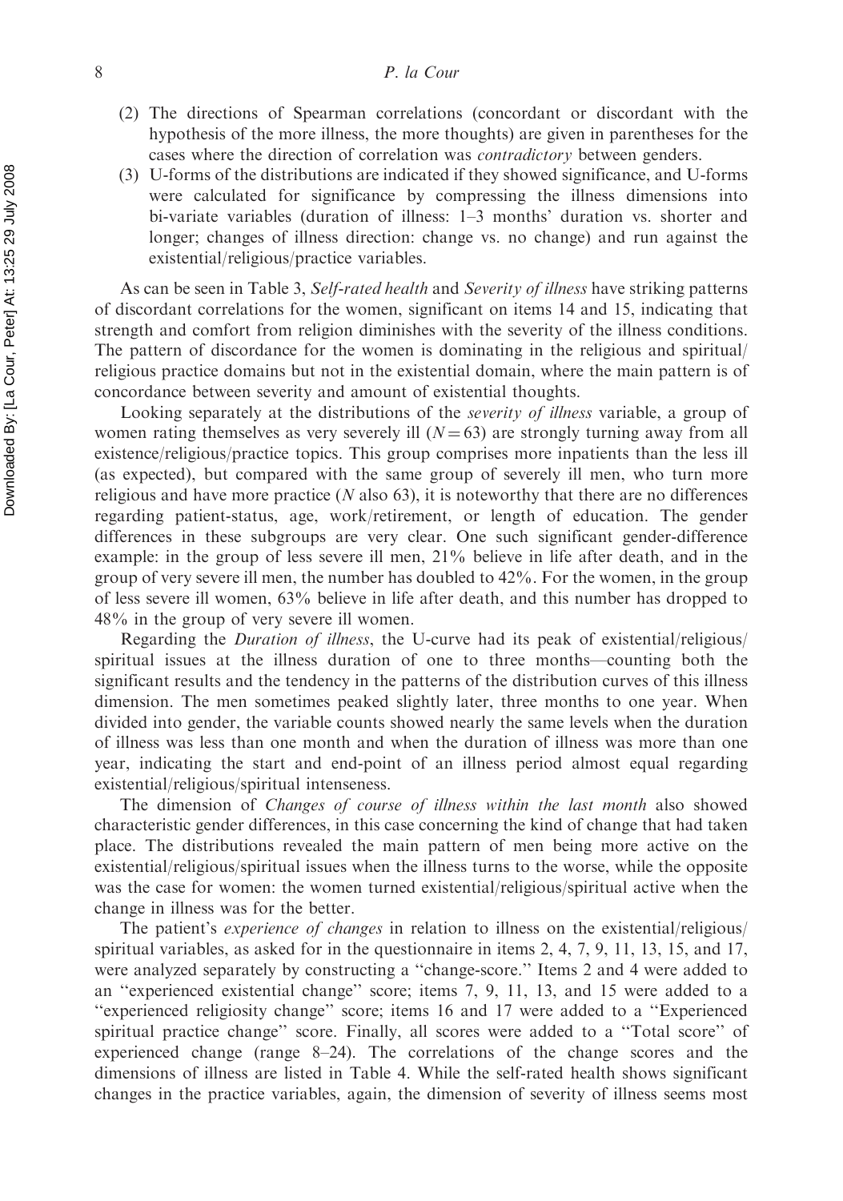(2) The directions of Spearman correlations (concordant or discordant with the hypothesis of the more illness, the more thoughts) are given in parentheses for the cases where the direction of correlation was *contradictory* between genders.

(3) U-forms of the distributions are indicated if they showed significance, and U-forms were calculated for significance by compressing the illness dimensions into bi-variate variables (duration of illness: 1–3 months' duration vs. shorter and longer; changes of illness direction: change vs. no change) and run against the existential/religious/practice variables.

As can be seen in Table 3, *Self-rated health* and *Severity of illness* have striking patterns of discordant correlations for the women, significant on items 14 and 15, indicating that strength and comfort from religion diminishes with the severity of the illness conditions. The pattern of discordance for the women is dominating in the religious and spiritual/religious practice domains but not in the existential domain, where the main pattern is of concordance between severity and amount of existential thoughts.

Looking separately at the distributions of the *severity of illness* variable, a group of women rating themselves as very severely ill ($N = 63$) are strongly turning away from all existence/religious/practice topics. This group comprises more inpatients than the less ill (as expected), but compared with the same group of severely ill men, who turn more religious and have more practice ($N$ also 63), it is noteworthy that there are no differences regarding patient-status, age, work/retirement, or length of education. The gender differences in these subgroups are very clear. One such significant gender-difference example: in the group of less severe ill men, 21% believe in life after death, and in the group of very severe ill men, the number has doubled to 42%. For the women, in the group of less severe ill women, 63% believe in life after death, and this number has dropped to 48% in the group of very severe ill women.

Regarding the *Duration of illness*, the U-curve had its peak of existential/religious/spiritual issues at the illness duration of one to three months—counting both the significant results and the tendency in the patterns of the distribution curves of this illness dimension. The men sometimes peaked slightly later, three months to one year. When divided into gender, the variable counts showed nearly the same levels when the duration of illness was less than one month and when the duration of illness was more than one year, indicating the start and end-point of an illness period almost equal regarding existential/religious/spiritual intenseness.

The dimension of *Changes of course of illness within the last month* also showed characteristic gender differences, in this case concerning the kind of change that had taken place. The distributions revealed the main pattern of men being more active on the existential/religious/spiritual issues when the illness turns to the worse, while the opposite was the case for women: the women turned existential/religious/spiritual active when the change in illness was for the better.

The patient's *experience of changes* in relation to illness on the existential/religious/spiritual variables, as asked for in the questionnaire in items 2, 4, 7, 9, 11, 13, 15, and 17, were analyzed separately by constructing a "change-score." Items 2 and 4 were added to an "experienced existential change" score; items 7, 9, 11, 13, and 15 were added to a "experienced religiosity change" score; items 16 and 17 were added to a "Experienced spiritual practice change" score. Finally, all scores were added to a "Total score" of experienced change (range 8–24). The correlations of the change scores and the dimensions of illness are listed in Table 4. While the self-rated health shows significant changes in the practice variables, again, the dimension of severity of illness seems most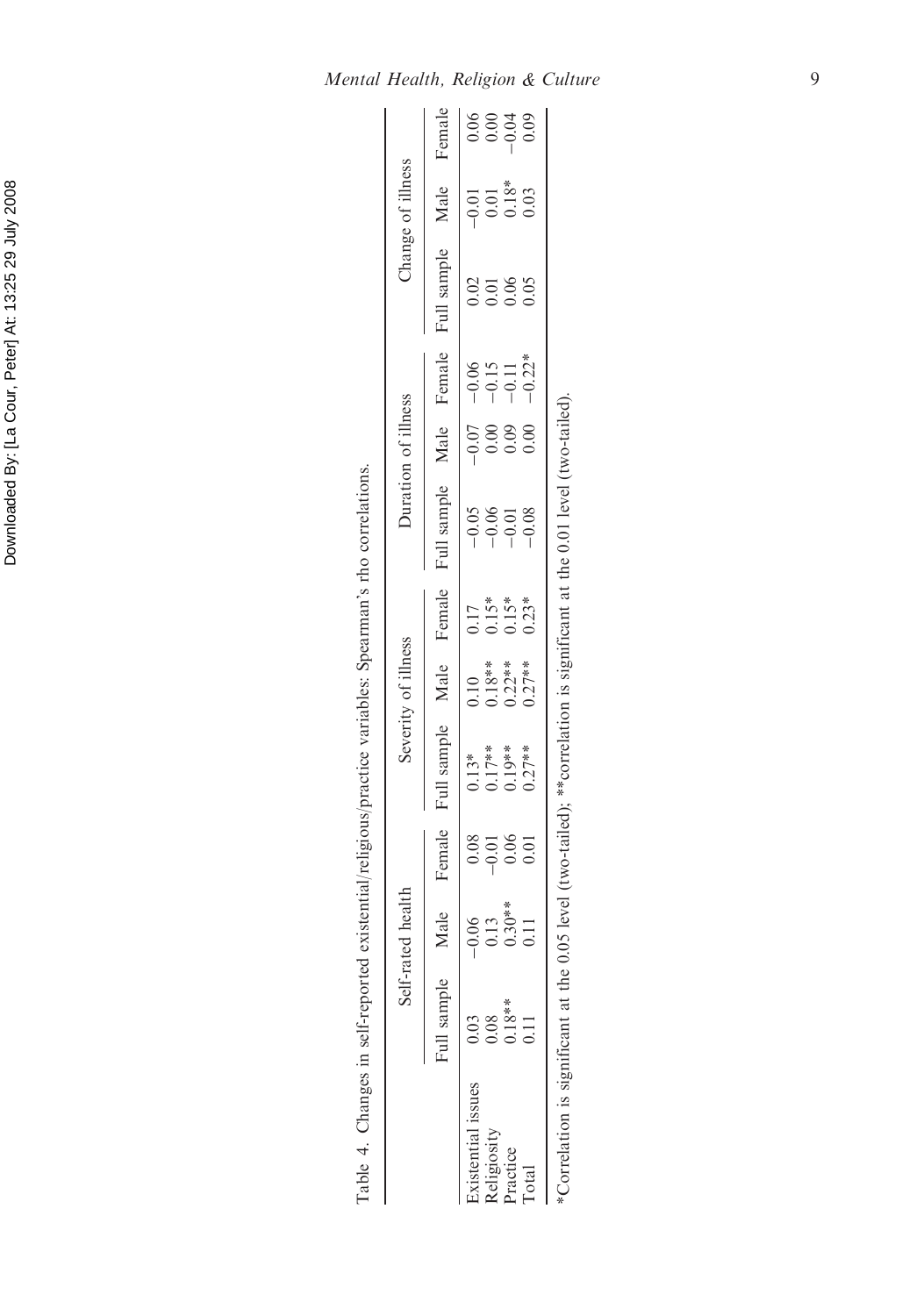Table 4. Changes in self-reported existential/religious/practice variables: Spearman's rho correlations.

| | Self-rated health | | | Severity of illness | | | Duration of illness | | | Change of illness | | |
|---|---|---|---|---|---|---|---|---|---|---|---|---|
| | Full sample | Male | Female | Full sample | Male | Female | Full sample | Male | Female | Full sample | Male | Female |
| Existential issues | 0.03 | −0.06 | 0.08 | 0.13* | 0.10 | 0.17 | −0.05 | −0.07 | −0.06 | 0.02 | −0.01 | 0.06 |
| Religiosity | 0.08 | 0.13 | −0.01 | 0.17** | 0.18** | 0.15* | −0.06 | 0.00 | −0.15 | 0.01 | 0.01 | 0.00 |
| Practice | 0.18** | 0.30** | 0.06 | 0.19** | 0.22** | 0.15* | −0.01 | 0.09 | −0.11 | 0.06 | 0.18* | −0.04 |
| Total | 0.11 | 0.11 | 0.01 | 0.27** | 0.27** | 0.23* | −0.08 | 0.00 | −0.22* | 0.05 | 0.03 | 0.09 |

*Correlation is significant at the 0.05 level (two-tailed); **correlation is significant at the 0.01 level (two-tailed).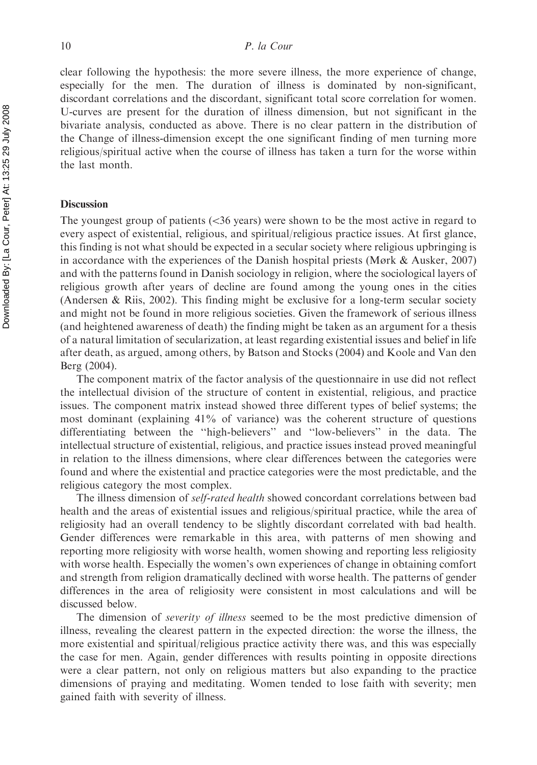clear following the hypothesis: the more severe illness, the more experience of change, especially for the men. The duration of illness is dominated by non-significant, discordant correlations and the discordant, significant total score correlation for women. U-curves are present for the duration of illness dimension, but not significant in the bivariate analysis, conducted as above. There is no clear pattern in the distribution of the Change of illness-dimension except the one significant finding of men turning more religious/spiritual active when the course of illness has taken a turn for the worse within the last month.

## Discussion

The youngest group of patients (<36 years) were shown to be the most active in regard to every aspect of existential, religious, and spiritual/religious practice issues. At first glance, this finding is not what should be expected in a secular society where religious upbringing is in accordance with the experiences of the Danish hospital priests (Mørk & Ausker, 2007) and with the patterns found in Danish sociology in religion, where the sociological layers of religious growth after years of decline are found among the young ones in the cities (Andersen & Riis, 2002). This finding might be exclusive for a long-term secular society and might not be found in more religious societies. Given the framework of serious illness (and heightened awareness of death) the finding might be taken as an argument for a thesis of a natural limitation of secularization, at least regarding existential issues and belief in life after death, as argued, among others, by Batson and Stocks (2004) and Koole and Van den Berg (2004).

The component matrix of the factor analysis of the questionnaire in use did not reflect the intellectual division of the structure of content in existential, religious, and practice issues. The component matrix instead showed three different types of belief systems; the most dominant (explaining 41% of variance) was the coherent structure of questions differentiating between the "high-believers" and "low-believers" in the data. The intellectual structure of existential, religious, and practice issues instead proved meaningful in relation to the illness dimensions, where clear differences between the categories were found and where the existential and practice categories were the most predictable, and the religious category the most complex.

The illness dimension of *self-rated health* showed concordant correlations between bad health and the areas of existential issues and religious/spiritual practice, while the area of religiosity had an overall tendency to be slightly discordant correlated with bad health. Gender differences were remarkable in this area, with patterns of men showing and reporting more religiosity with worse health, women showing and reporting less religiosity with worse health. Especially the women's own experiences of change in obtaining comfort and strength from religion dramatically declined with worse health. The patterns of gender differences in the area of religiosity were consistent in most calculations and will be discussed below.

The dimension of *severity of illness* seemed to be the most predictive dimension of illness, revealing the clearest pattern in the expected direction: the worse the illness, the more existential and spiritual/religious practice activity there was, and this was especially the case for men. Again, gender differences with results pointing in opposite directions were a clear pattern, not only on religious matters but also expanding to the practice dimensions of praying and meditating. Women tended to lose faith with severity; men gained faith with severity of illness.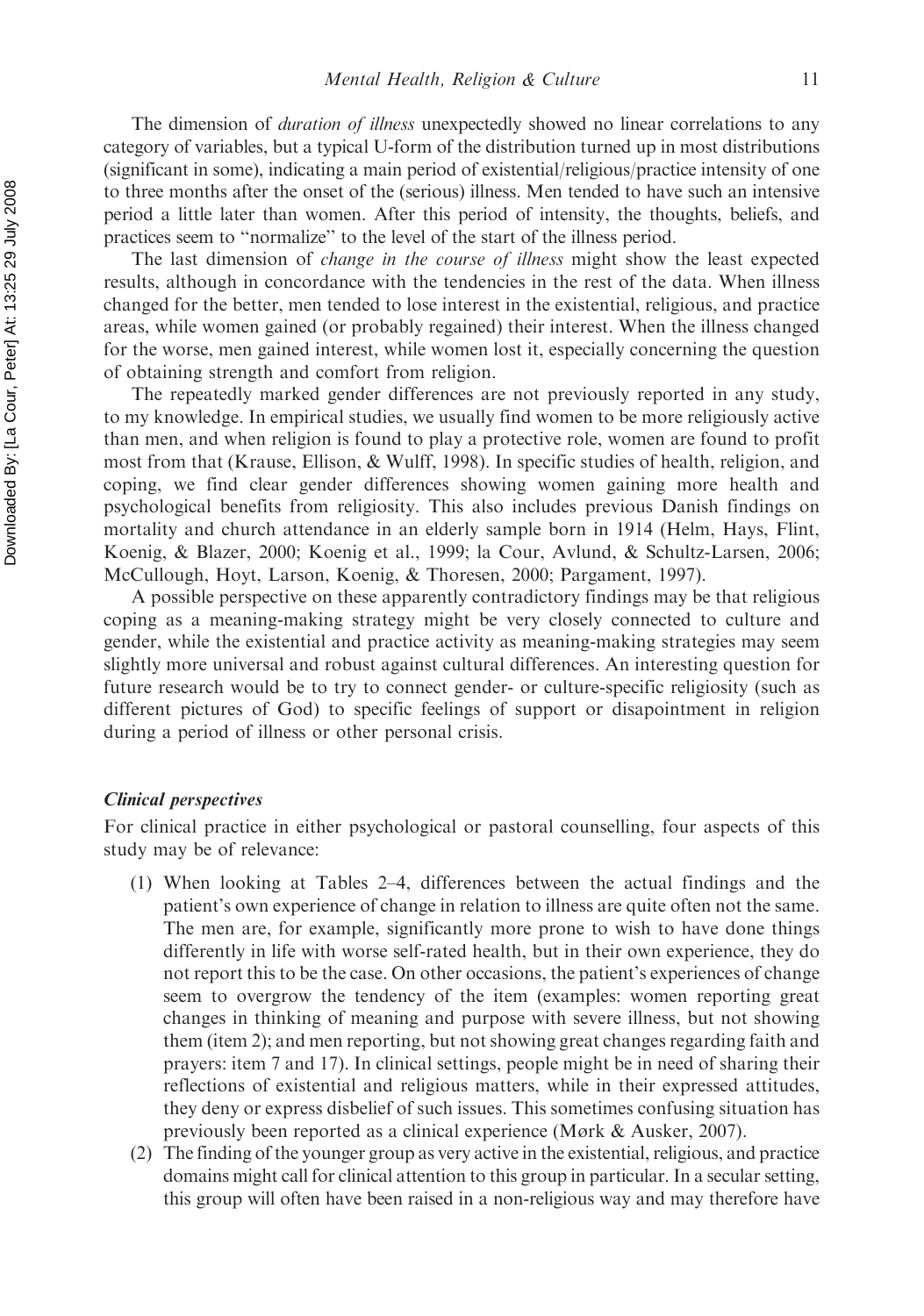The dimension of *duration of illness* unexpectedly showed no linear correlations to any category of variables, but a typical U-form of the distribution turned up in most distributions (significant in some), indicating a main period of existential/religious/practice intensity of one to three months after the onset of the (serious) illness. Men tended to have such an intensive period a little later than women. After this period of intensity, the thoughts, beliefs, and practices seem to "normalize" to the level of the start of the illness period.

The last dimension of *change in the course of illness* might show the least expected results, although in concordance with the tendencies in the rest of the data. When illness changed for the better, men tended to lose interest in the existential, religious, and practice areas, while women gained (or probably regained) their interest. When the illness changed for the worse, men gained interest, while women lost it, especially concerning the question of obtaining strength and comfort from religion.

The repeatedly marked gender differences are not previously reported in any study, to my knowledge. In empirical studies, we usually find women to be more religiously active than men, and when religion is found to play a protective role, women are found to profit most from that (Krause, Ellison, & Wulff, 1998). In specific studies of health, religion, and coping, we find clear gender differences showing women gaining more health and psychological benefits from religiosity. This also includes previous Danish findings on mortality and church attendance in an elderly sample born in 1914 (Helm, Hays, Flint, Koenig, & Blazer, 2000; Koenig et al., 1999; la Cour, Avlund, & Schultz-Larsen, 2006; McCullough, Hoyt, Larson, Koenig, & Thoresen, 2000; Pargament, 1997).

A possible perspective on these apparently contradictory findings may be that religious coping as a meaning-making strategy might be very closely connected to culture and gender, while the existential and practice activity as meaning-making strategies may seem slightly more universal and robust against cultural differences. An interesting question for future research would be to try to connect gender- or culture-specific religiosity (such as different pictures of God) to specific feelings of support or disapointment in religion during a period of illness or other personal crisis.

### *Clinical perspectives*

For clinical practice in either psychological or pastoral counselling, four aspects of this study may be of relevance:

(1) When looking at Tables 2–4, differences between the actual findings and the patient's own experience of change in relation to illness are quite often not the same. The men are, for example, significantly more prone to wish to have done things differently in life with worse self-rated health, but in their own experience, they do not report this to be the case. On other occasions, the patient's experiences of change seem to overgrow the tendency of the item (examples: women reporting great changes in thinking of meaning and purpose with severe illness, but not showing them (item 2); and men reporting, but not showing great changes regarding faith and prayers: item 7 and 17). In clinical settings, people might be in need of sharing their reflections of existential and religious matters, while in their expressed attitudes, they deny or express disbelief of such issues. This sometimes confusing situation has previously been reported as a clinical experience (Mørk & Ausker, 2007).

(2) The finding of the younger group as very active in the existential, religious, and practice domains might call for clinical attention to this group in particular. In a secular setting, this group will often have been raised in a non-religious way and may therefore have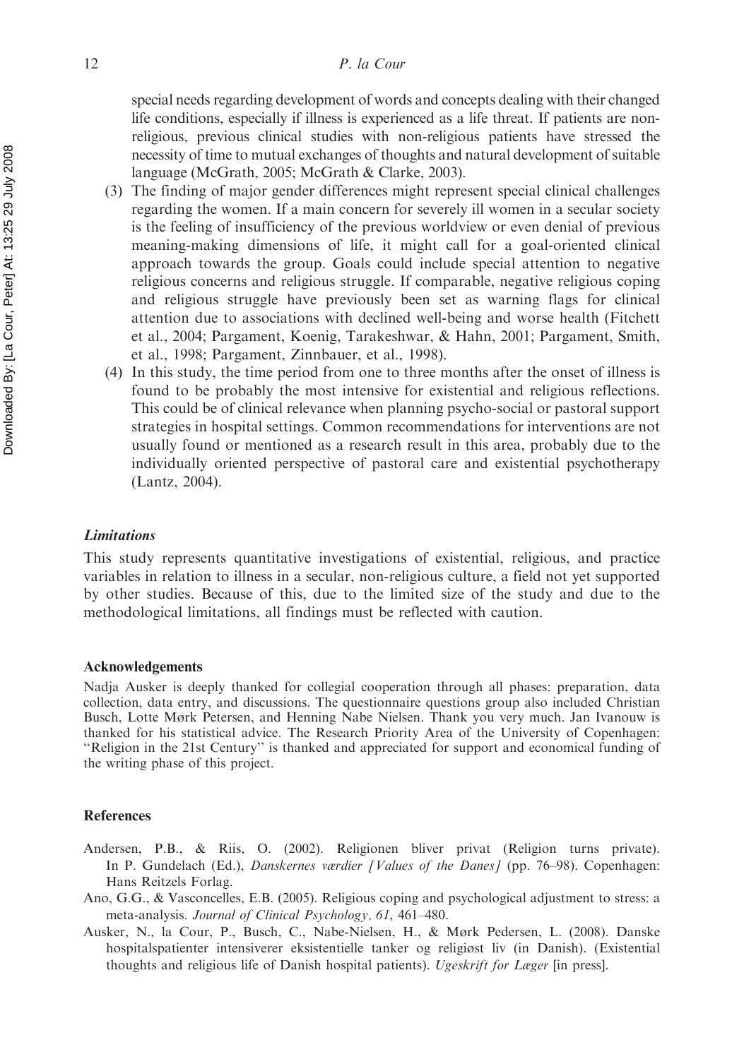special needs regarding development of words and concepts dealing with their changed life conditions, especially if illness is experienced as a life threat. If patients are non-religious, previous clinical studies with non-religious patients have stressed the necessity of time to mutual exchanges of thoughts and natural development of suitable language (McGrath, 2005; McGrath & Clarke, 2003).

(3) The finding of major gender differences might represent special clinical challenges regarding the women. If a main concern for severely ill women in a secular society is the feeling of insufficiency of the previous worldview or even denial of previous meaning-making dimensions of life, it might call for a goal-oriented clinical approach towards the group. Goals could include special attention to negative religious concerns and religious struggle. If comparable, negative religious coping and religious struggle have previously been set as warning flags for clinical attention due to associations with declined well-being and worse health (Fitchett et al., 2004; Pargament, Koenig, Tarakeshwar, & Hahn, 2001; Pargament, Smith, et al., 1998; Pargament, Zinnbauer, et al., 1998).

(4) In this study, the time period from one to three months after the onset of illness is found to be probably the most intensive for existential and religious reflections. This could be of clinical relevance when planning psycho-social or pastoral support strategies in hospital settings. Common recommendations for interventions are not usually found or mentioned as a research result in this area, probably due to the individually oriented perspective of pastoral care and existential psychotherapy (Lantz, 2004).

### *Limitations*

This study represents quantitative investigations of existential, religious, and practice variables in relation to illness in a secular, non-religious culture, a field not yet supported by other studies. Because of this, due to the limited size of the study and due to the methodological limitations, all findings must be reflected with caution.

## Acknowledgements

Nadja Ausker is deeply thanked for collegial cooperation through all phases: preparation, data collection, data entry, and discussions. The questionnaire questions group also included Christian Busch, Lotte Mørk Petersen, and Henning Nabe Nielsen. Thank you very much. Jan Ivanouw is thanked for his statistical advice. The Research Priority Area of the University of Copenhagen: "Religion in the 21st Century" is thanked and appreciated for support and economical funding of the writing phase of this project.

## References

Andersen, P.B., & Riis, O. (2002). Religionen bliver privat (Religion turns private). In P. Gundelach (Ed.), *Danskernes værdier [Values of the Danes]* (pp. 76–98). Copenhagen: Hans Reitzels Forlag.

Ano, G.G., & Vasconcelles, E.B. (2005). Religious coping and psychological adjustment to stress: a meta-analysis. *Journal of Clinical Psychology, 61*, 461–480.

Ausker, N., la Cour, P., Busch, C., Nabe-Nielsen, H., & Mørk Pedersen, L. (2008). Danske hospitalspatienter intensiverer eksistentielle tanker og religiøst liv (in Danish). (Existential thoughts and religious life of Danish hospital patients). *Ugeskrift for Læger* [in press].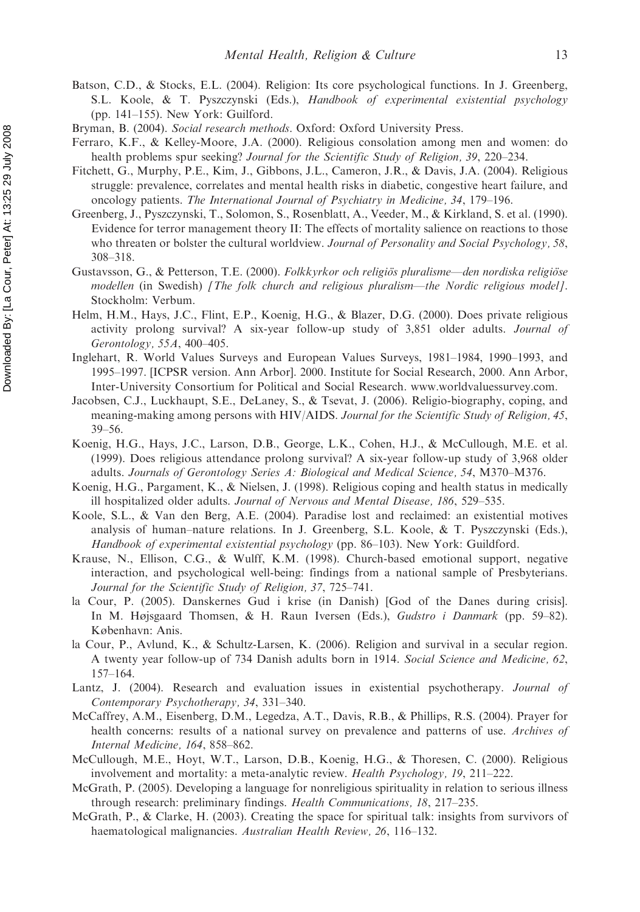Batson, C.D., & Stocks, E.L. (2004). Religion: Its core psychological functions. In J. Greenberg, S.L. Koole, & T. Pyszczynski (Eds.), *Handbook of experimental existential psychology* (pp. 141–155). New York: Guilford.

Bryman, B. (2004). *Social research methods*. Oxford: Oxford University Press.

Ferraro, K.F., & Kelley-Moore, J.A. (2000). Religious consolation among men and women: do health problems spur seeking? *Journal for the Scientific Study of Religion, 39*, 220–234.

Fitchett, G., Murphy, P.E., Kim, J., Gibbons, J.L., Cameron, J.R., & Davis, J.A. (2004). Religious struggle: prevalence, correlates and mental health risks in diabetic, congestive heart failure, and oncology patients. *The International Journal of Psychiatry in Medicine, 34*, 179–196.

Greenberg, J., Pyszczynski, T., Solomon, S., Rosenblatt, A., Veeder, M., & Kirkland, S. et al. (1990). Evidence for terror management theory II: The effects of mortality salience on reactions to those who threaten or bolster the cultural worldview. *Journal of Personality and Social Psychology, 58*, 308–318.

Gustavsson, G., & Petterson, T.E. (2000). *Folkkyrkor och religiös pluralisme—den nordiska religiöse modellen* (in Swedish) *[The folk church and religious pluralism—the Nordic religious model]*. Stockholm: Verbum.

Helm, H.M., Hays, J.C., Flint, E.P., Koenig, H.G., & Blazer, D.G. (2000). Does private religious activity prolong survival? A six-year follow-up study of 3,851 older adults. *Journal of Gerontology, 55A*, 400–405.

Inglehart, R. World Values Surveys and European Values Surveys, 1981–1984, 1990–1993, and 1995–1997. [ICPSR version. Ann Arbor]. 2000. Institute for Social Research, 2000. Ann Arbor, Inter-University Consortium for Political and Social Research. www.worldvaluessurvey.com.

Jacobsen, C.J., Luckhaupt, S.E., DeLaney, S., & Tsevat, J. (2006). Religio-biography, coping, and meaning-making among persons with HIV/AIDS. *Journal for the Scientific Study of Religion, 45*, 39–56.

Koenig, H.G., Hays, J.C., Larson, D.B., George, L.K., Cohen, H.J., & McCullough, M.E. et al. (1999). Does religious attendance prolong survival? A six-year follow-up study of 3,968 older adults. *Journals of Gerontology Series A: Biological and Medical Science, 54*, M370–M376.

Koenig, H.G., Pargament, K., & Nielsen, J. (1998). Religious coping and health status in medically ill hospitalized older adults. *Journal of Nervous and Mental Disease, 186*, 529–535.

Koole, S.L., & Van den Berg, A.E. (2004). Paradise lost and reclaimed: an existential motives analysis of human–nature relations. In J. Greenberg, S.L. Koole, & T. Pyszczynski (Eds.), *Handbook of experimental existential psychology* (pp. 86–103). New York: Guildford.

Krause, N., Ellison, C.G., & Wulff, K.M. (1998). Church-based emotional support, negative interaction, and psychological well-being: findings from a national sample of Presbyterians. *Journal for the Scientific Study of Religion, 37*, 725–741.

la Cour, P. (2005). Danskernes Gud i krise (in Danish) [God of the Danes during crisis]. In M. Højsgaard Thomsen, & H. Raun Iversen (Eds.), *Gudstro i Danmark* (pp. 59–82). København: Anis.

la Cour, P., Avlund, K., & Schultz-Larsen, K. (2006). Religion and survival in a secular region. A twenty year follow-up of 734 Danish adults born in 1914. *Social Science and Medicine, 62*, 157–164.

Lantz, J. (2004). Research and evaluation issues in existential psychotherapy. *Journal of Contemporary Psychotherapy, 34*, 331–340.

McCaffrey, A.M., Eisenberg, D.M., Legedza, A.T., Davis, R.B., & Phillips, R.S. (2004). Prayer for health concerns: results of a national survey on prevalence and patterns of use. *Archives of Internal Medicine, 164*, 858–862.

McCullough, M.E., Hoyt, W.T., Larson, D.B., Koenig, H.G., & Thoresen, C. (2000). Religious involvement and mortality: a meta-analytic review. *Health Psychology, 19*, 211–222.

McGrath, P. (2005). Developing a language for nonreligious spirituality in relation to serious illness through research: preliminary findings. *Health Communications, 18*, 217–235.

McGrath, P., & Clarke, H. (2003). Creating the space for spiritual talk: insights from survivors of haematological malignancies. *Australian Health Review, 26*, 116–132.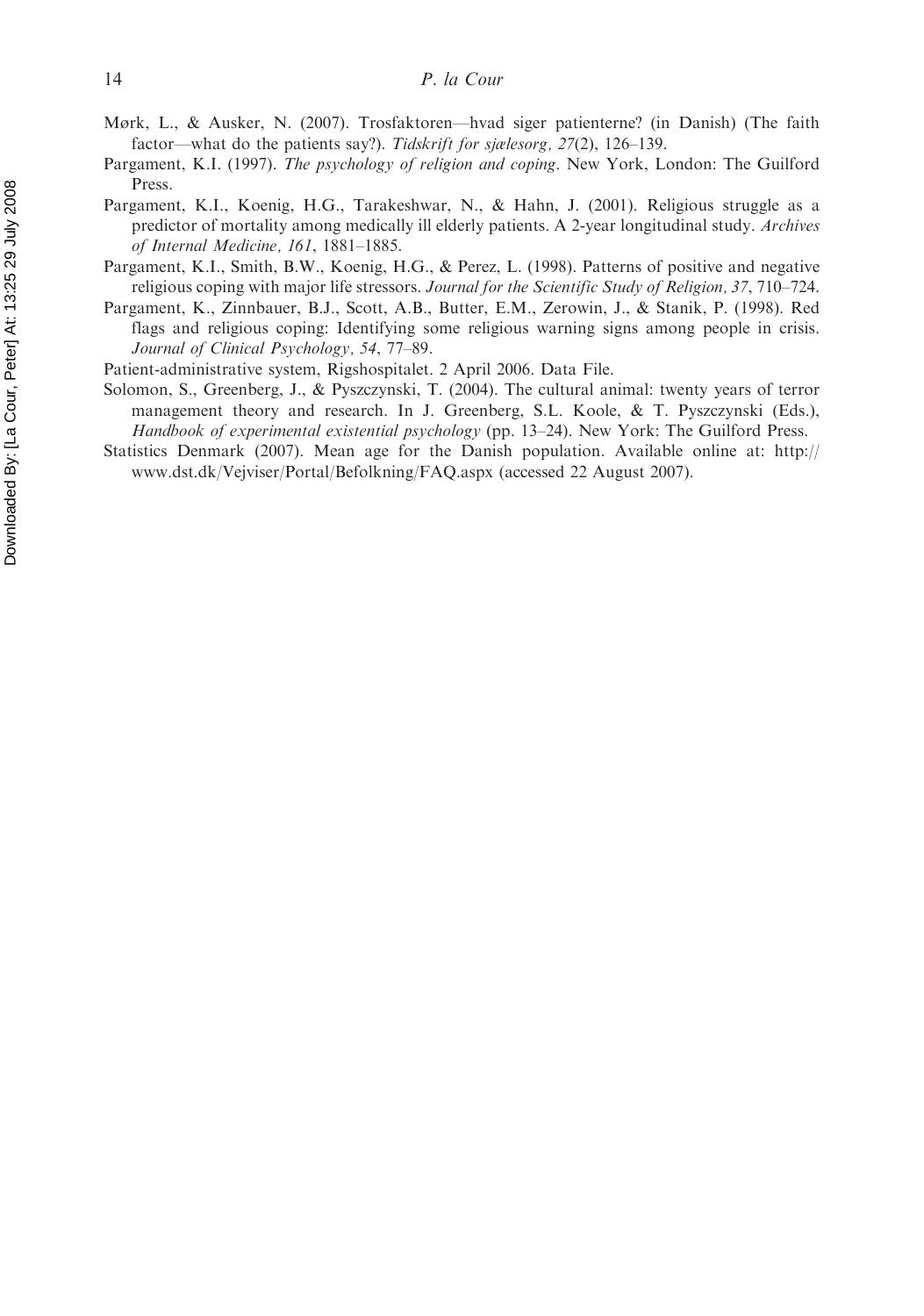Mørk, L., & Ausker, N. (2007). Trosfaktoren—hvad siger patienterne? (in Danish) (The faith factor—what do the patients say?). *Tidskrift for sjælesorg, 27*(2), 126–139.

Pargament, K.I. (1997). *The psychology of religion and coping*. New York, London: The Guilford Press.

Pargament, K.I., Koenig, H.G., Tarakeshwar, N., & Hahn, J. (2001). Religious struggle as a predictor of mortality among medically ill elderly patients. A 2-year longitudinal study. *Archives of Internal Medicine, 161*, 1881–1885.

Pargament, K.I., Smith, B.W., Koenig, H.G., & Perez, L. (1998). Patterns of positive and negative religious coping with major life stressors. *Journal for the Scientific Study of Religion, 37*, 710–724.

Pargament, K., Zinnbauer, B.J., Scott, A.B., Butter, E.M., Zerowin, J., & Stanik, P. (1998). Red flags and religious coping: Identifying some religious warning signs among people in crisis. *Journal of Clinical Psychology, 54*, 77–89.

Patient-administrative system, Rigshospitalet. 2 April 2006. Data File.

Solomon, S., Greenberg, J., & Pyszczynski, T. (2004). The cultural animal: twenty years of terror management theory and research. In J. Greenberg, S.L. Koole, & T. Pyszczynski (Eds.), *Handbook of experimental existential psychology* (pp. 13–24). New York: The Guilford Press.

Statistics Denmark (2007). Mean age for the Danish population. Available online at: http://www.dst.dk/Vejviser/Portal/Befolkning/FAQ.aspx (accessed 22 August 2007).